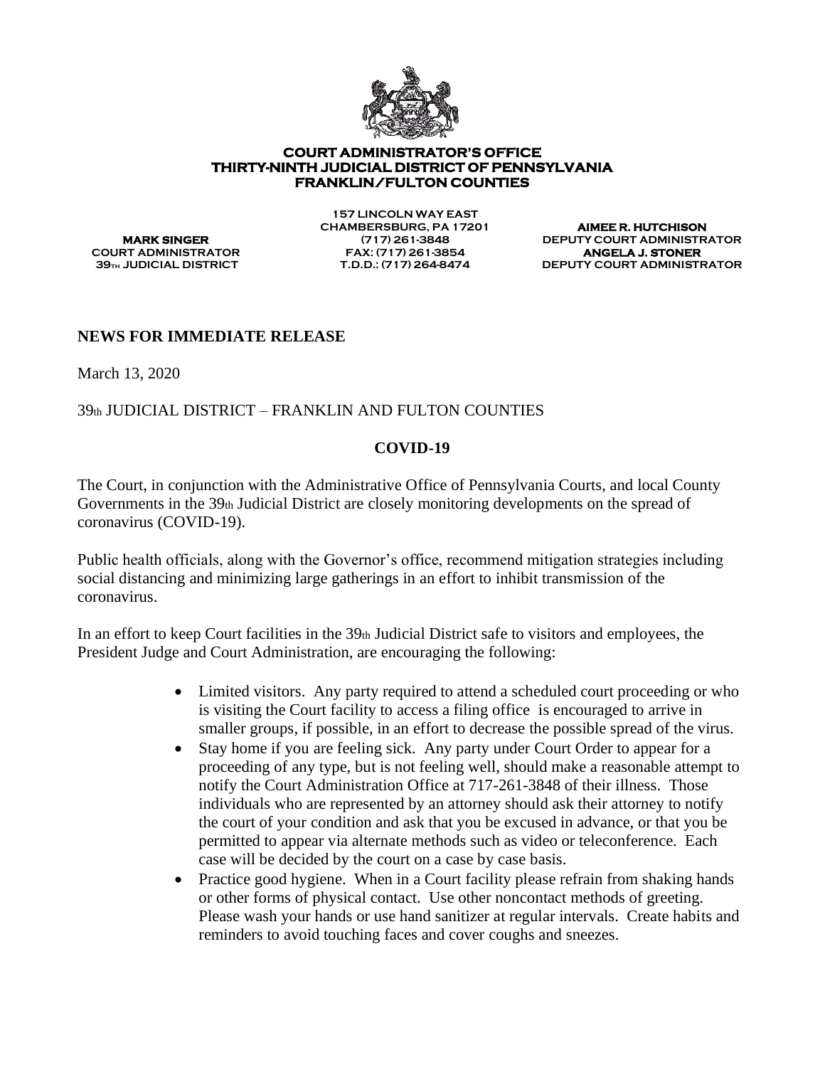**COURT ADMINISTRATOR'S OFFICE**
**THIRTY-NINTH JUDICIAL DISTRICT OF PENNSYLVANIA**
**FRANKLIN/FULTON COUNTIES**

**MARK SINGER**
COURT ADMINISTRATOR
39TH JUDICIAL DISTRICT

157 LINCOLN WAY EAST
CHAMBERSBURG, PA 17201
(717) 261-3848
FAX: (717) 261-3854
T.D.D.: (717) 264-8474

**AIMEE R. HUTCHISON**
DEPUTY COURT ADMINISTRATOR
**ANGELA J. STONER**
DEPUTY COURT ADMINISTRATOR

**NEWS FOR IMMEDIATE RELEASE**

March 13, 2020

39th JUDICIAL DISTRICT – FRANKLIN AND FULTON COUNTIES

**COVID-19**

The Court, in conjunction with the Administrative Office of Pennsylvania Courts, and local County Governments in the 39th Judicial District are closely monitoring developments on the spread of coronavirus (COVID-19).

Public health officials, along with the Governor's office, recommend mitigation strategies including social distancing and minimizing large gatherings in an effort to inhibit transmission of the coronavirus.

In an effort to keep Court facilities in the 39th Judicial District safe to visitors and employees, the President Judge and Court Administration, are encouraging the following:

- Limited visitors. Any party required to attend a scheduled court proceeding or who is visiting the Court facility to access a filing office is encouraged to arrive in smaller groups, if possible, in an effort to decrease the possible spread of the virus.
- Stay home if you are feeling sick. Any party under Court Order to appear for a proceeding of any type, but is not feeling well, should make a reasonable attempt to notify the Court Administration Office at 717-261-3848 of their illness. Those individuals who are represented by an attorney should ask their attorney to notify the court of your condition and ask that you be excused in advance, or that you be permitted to appear via alternate methods such as video or teleconference. Each case will be decided by the court on a case by case basis.
- Practice good hygiene. When in a Court facility please refrain from shaking hands or other forms of physical contact. Use other noncontact methods of greeting. Please wash your hands or use hand sanitizer at regular intervals. Create habits and reminders to avoid touching faces and cover coughs and sneezes.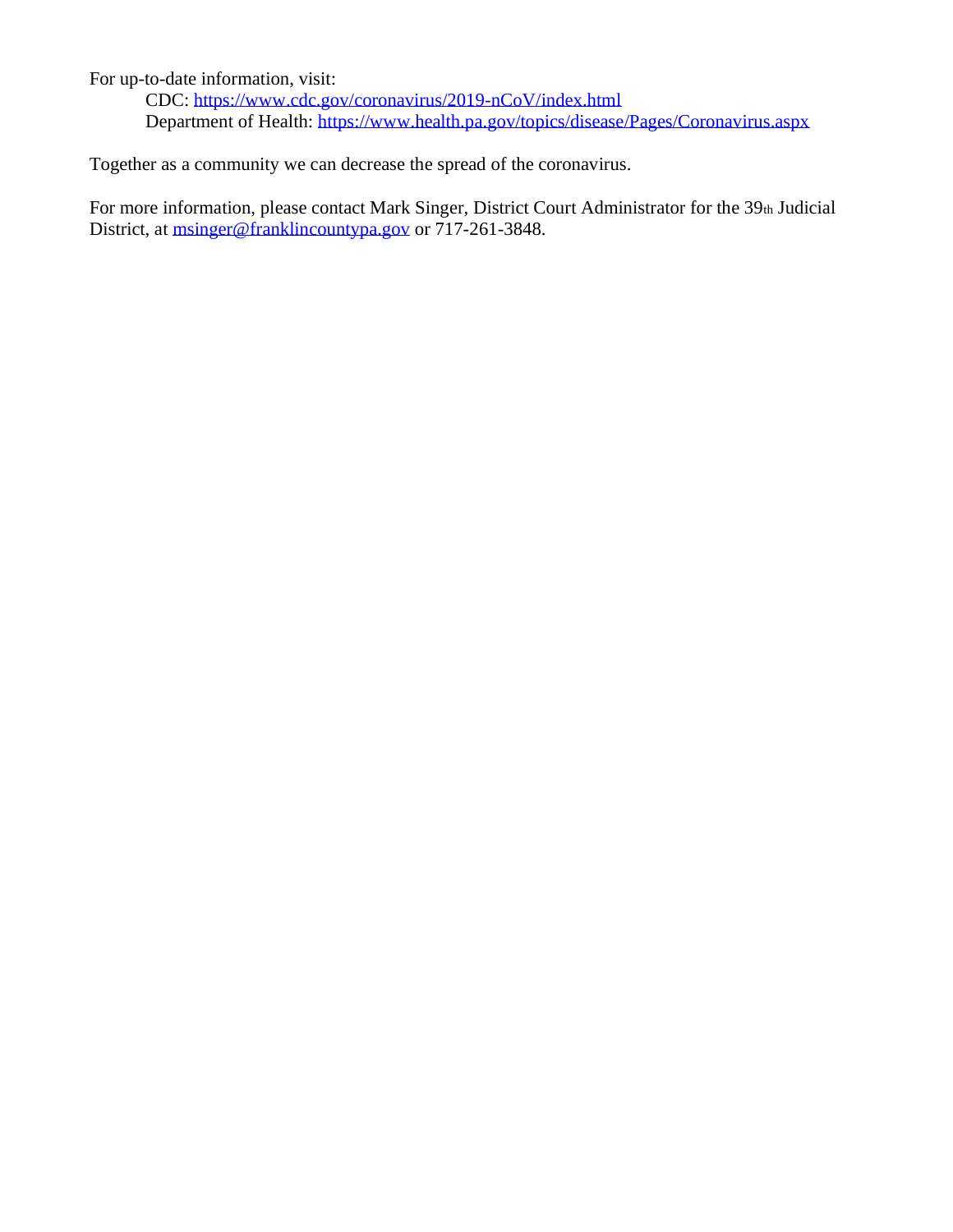For up-to-date information, visit:

CDC: https://www.cdc.gov/coronavirus/2019-nCoV/index.html
Department of Health: https://www.health.pa.gov/topics/disease/Pages/Coronavirus.aspx

Together as a community we can decrease the spread of the coronavirus.

For more information, please contact Mark Singer, District Court Administrator for the 39th Judicial District, at msinger@franklincountypa.gov or 717-261-3848.